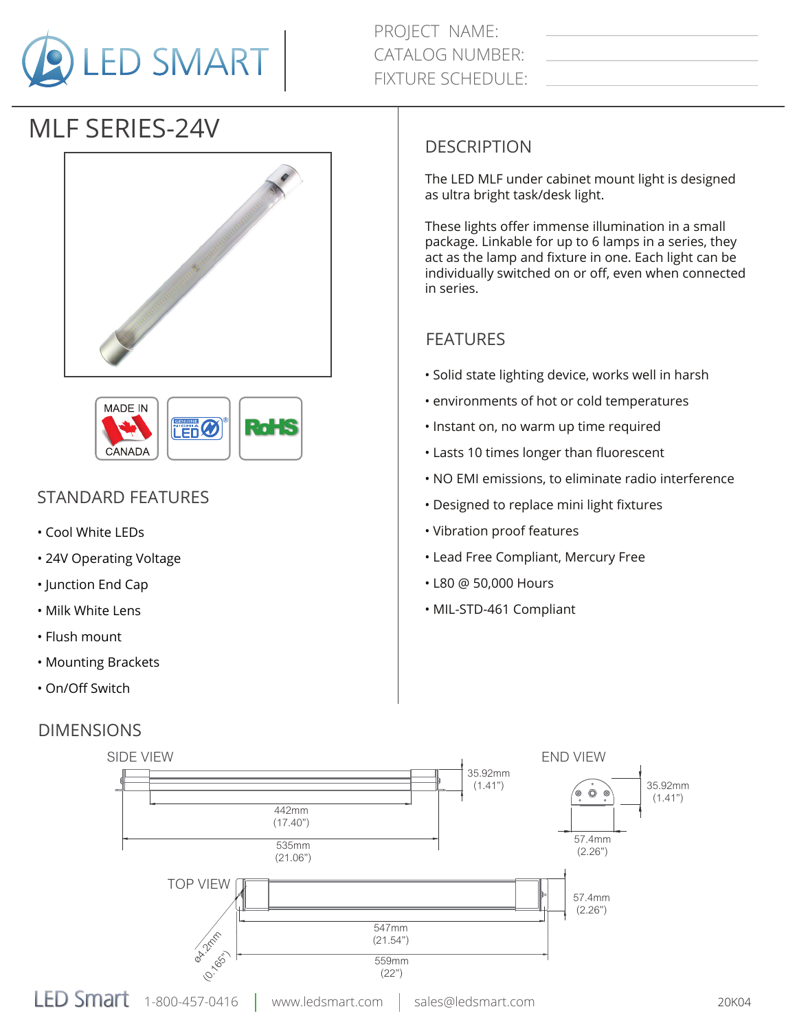LED SMART

PROJECT NAME:
CATALOG NUMBER:
FIXTURE SCHEDULE:

# MLF SERIES-24V

MADE IN CANADA

GENUINE NICHIA LED

RoHS

## STANDARD FEATURES

- Cool White LEDs
- 24V Operating Voltage
- Junction End Cap
- Milk White Lens
- Flush mount
- Mounting Brackets
- On/Off Switch

## DESCRIPTION

The LED MLF under cabinet mount light is designed as ultra bright task/desk light.

These lights offer immense illumination in a small package. Linkable for up to 6 lamps in a series, they act as the lamp and fixture in one. Each light can be individually switched on or off, even when connected in series.

## FEATURES

- Solid state lighting device, works well in harsh
- environments of hot or cold temperatures
- Instant on, no warm up time required
- Lasts 10 times longer than fluorescent
- NO EMI emissions, to eliminate radio interference
- Designed to replace mini light fixtures
- Vibration proof features
- Lead Free Compliant, Mercury Free
- L80 @ 50,000 Hours
- MIL-STD-461 Compliant

## DIMENSIONS

SIDE VIEW

35.92mm (1.41")

442mm (17.40")

535mm (21.06")

END VIEW

35.92mm (1.41")

57.4mm (2.26")

TOP VIEW

57.4mm (2.26")

547mm (21.54")

559mm (22")

ø4.2mm (0.165")

LED Smart 1-800-457-0416 | www.ledsmart.com | sales@ledsmart.com 20K04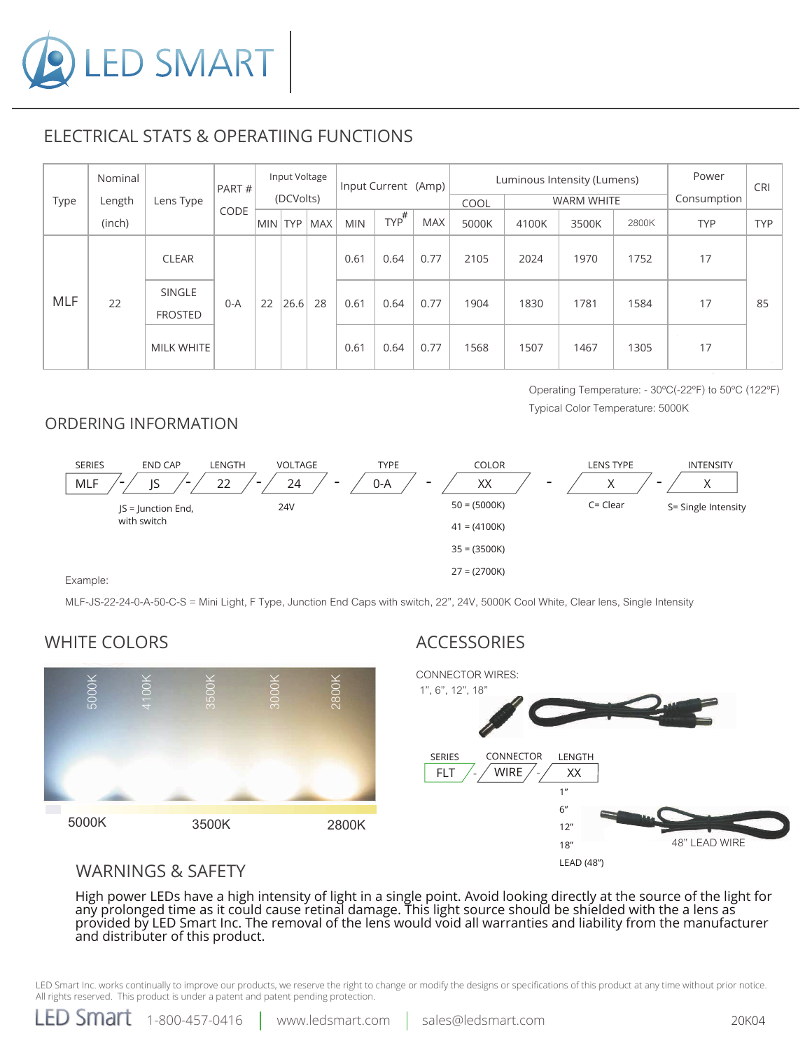LED SMART

## ELECTRICAL STATS & OPERATIING FUNCTIONS

| Type | Nominal Length (inch) | Lens Type | PART # CODE | Input Voltage (DCVolts) | | | Input Current (Amp) | | | Luminous Intensity (Lumens) | | | | Power Consumption | CRI |
|---|---|---|---|---|---|---|---|---|---|---|---|---|---|---|---|
| | | | | | | | | | | COOL | WARM WHITE | | | | |
| | | | | MIN | TYP | MAX | MIN | TYP# | MAX | 5000K | 4100K | 3500K | 2800K | TYP | TYP |
| MLF | 22 | CLEAR | 0-A | 22 | 26.6 | 28 | 0.61 | 0.64 | 0.77 | 2105 | 2024 | 1970 | 1752 | 17 | 85 |
| | | SINGLE FROSTED | | | | | 0.61 | 0.64 | 0.77 | 1904 | 1830 | 1781 | 1584 | 17 | |
| | | MILK WHITE | | | | | 0.61 | 0.64 | 0.77 | 1568 | 1507 | 1467 | 1305 | 17 | |

Operating Temperature: - 30ºC(-22ºF) to 50ºC (122ºF)

Typical Color Temperature: 5000K

## ORDERING INFORMATION

| SERIES | END CAP | LENGTH | VOLTAGE | TYPE | COLOR | LENS TYPE | INTENSITY |
|---|---|---|---|---|---|---|---|
| MLF | JS | 22 | 24 | 0-A | XX | X | X |
| | JS = Junction End, with switch | | 24V | | 50 = (5000K)<br>41 = (4100K)<br>35 = (3500K)<br>27 = (2700K) | C= Clear | S= Single Intensity |

Example:

MLF-JS-22-24-0-A-50-C-S = Mini Light, F Type, Junction End Caps with switch, 22", 24V, 5000K Cool White, Clear lens, Single Intensity

## WHITE COLORS

5000K 4100K 3500K 3000K 2800K

5000K 3500K 2800K

## ACCESSORIES

CONNECTOR WIRES:
1", 6", 12", 18"

| SERIES | CONNECTOR | LENGTH |
|---|---|---|
| FLT | WIRE | XX |
| | | 1"<br>6"<br>12"<br>18"<br>LEAD (48") |

48" LEAD WIRE

## WARNINGS & SAFETY

High power LEDs have a high intensity of light in a single point. Avoid looking directly at the source of the light for any prolonged time as it could cause retinal damage. This light source should be shielded with the a lens as provided by LED Smart Inc. The removal of the lens would void all warranties and liability from the manufacturer and distributer of this product.

LED Smart Inc. works continually to improve our products, we reserve the right to change or modify the designs or specifications of this product at any time without prior notice. All rights reserved. This product is under a patent and patent pending protection.

LED Smart 1-800-457-0416 | www.ledsmart.com | sales@ledsmart.com 20K04